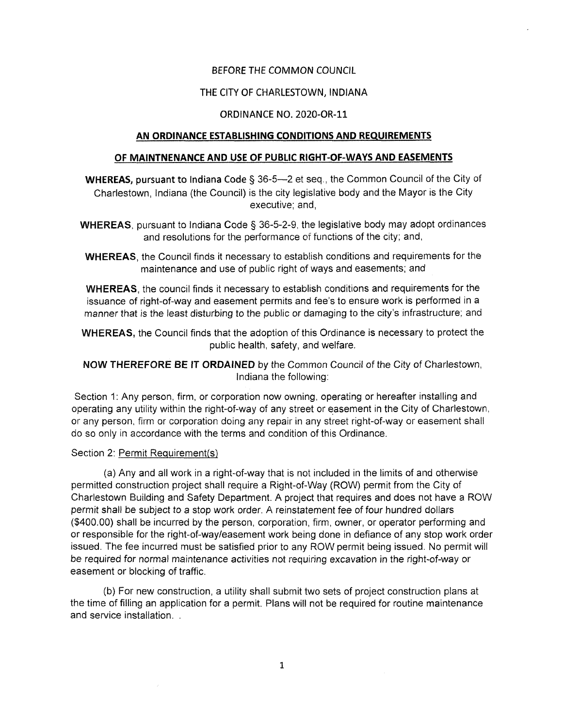BEFORE THE COMMON COUNCIL

THE CITY OF CHARLESTOWN, INDIANA

ORDINANCE NO. 2020-OR-11

**AN ORDINANCE ESTABLISHING CONDITIONS AND REQUIREMENTS**

**OF MAINTNENANCE AND USE OF PUBLIC RIGHT-OF-WAYS AND EASEMENTS**

**WHEREAS,** pursuant to Indiana Code § 36-5—2 et seq., the Common Council of the City of Charlestown, Indiana (the Council) is the city legislative body and the Mayor is the City executive; and,

**WHEREAS**, pursuant to Indiana Code § 36-5-2-9, the legislative body may adopt ordinances and resolutions for the performance of functions of the city; and,

**WHEREAS**, the Council finds it necessary to establish conditions and requirements for the maintenance and use of public right of ways and easements; and

**WHEREAS**, the council finds it necessary to establish conditions and requirements for the issuance of right-of-way and easement permits and fee's to ensure work is performed in a manner that is the least disturbing to the public or damaging to the city's infrastructure; and

**WHEREAS,** the Council finds that the adoption of this Ordinance is necessary to protect the public health, safety, and welfare.

**NOW THEREFORE BE IT ORDAINED** by the Common Council of the City of Charlestown, Indiana the following:

Section 1: Any person, firm, or corporation now owning, operating or hereafter installing and operating any utility within the right-of-way of any street or easement in the City of Charlestown, or any person, firm or corporation doing any repair in any street right-of-way or easement shall do so only in accordance with the terms and condition of this Ordinance.

Section 2: Permit Requirement(s)

(a) Any and all work in a right-of-way that is not included in the limits of and otherwise permitted construction project shall require a Right-of-Way (ROW) permit from the City of Charlestown Building and Safety Department. A project that requires and does not have a ROW permit shall be subject to a stop work order. A reinstatement fee of four hundred dollars ($400.00) shall be incurred by the person, corporation, firm, owner, or operator performing and or responsible for the right-of-way/easement work being done in defiance of any stop work order issued. The fee incurred must be satisfied prior to any ROW permit being issued. No permit will be required for normal maintenance activities not requiring excavation in the right-of-way or easement or blocking of traffic.

(b) For new construction, a utility shall submit two sets of project construction plans at the time of filling an application for a permit. Plans will not be required for routine maintenance and service installation. .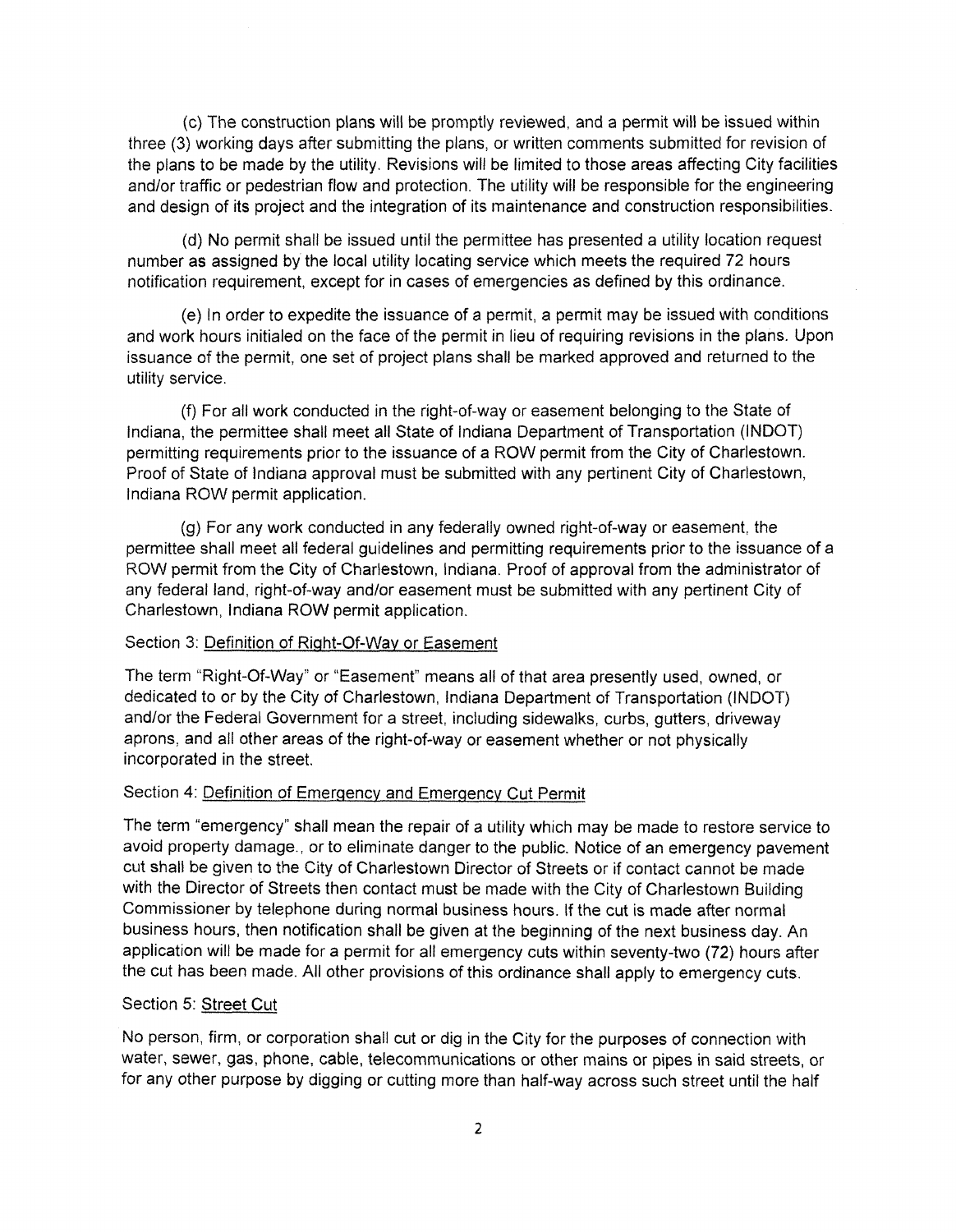(c) The construction plans will be promptly reviewed, and a permit will be issued within three (3) working days after submitting the plans, or written comments submitted for revision of the plans to be made by the utility. Revisions will be limited to those areas affecting City facilities and/or traffic or pedestrian flow and protection. The utility will be responsible for the engineering and design of its project and the integration of its maintenance and construction responsibilities.

(d) No permit shall be issued until the permittee has presented a utility location request number as assigned by the local utility locating service which meets the required 72 hours notification requirement, except for in cases of emergencies as defined by this ordinance.

(e) In order to expedite the issuance of a permit, a permit may be issued with conditions and work hours initialed on the face of the permit in lieu of requiring revisions in the plans. Upon issuance of the permit, one set of project plans shall be marked approved and returned to the utility service.

(f) For all work conducted in the right-of-way or easement belonging to the State of Indiana, the permittee shall meet all State of Indiana Department of Transportation (INDOT) permitting requirements prior to the issuance of a ROW permit from the City of Charlestown. Proof of State of Indiana approval must be submitted with any pertinent City of Charlestown, Indiana ROW permit application.

(g) For any work conducted in any federally owned right-of-way or easement, the permittee shall meet all federal guidelines and permitting requirements prior to the issuance of a ROW permit from the City of Charlestown, Indiana. Proof of approval from the administrator of any federal land, right-of-way and/or easement must be submitted with any pertinent City of Charlestown, Indiana ROW permit application.

Section 3: <u>Definition of Right-Of-Way or Easement</u>

The term "Right-Of-Way" or "Easement" means all of that area presently used, owned, or dedicated to or by the City of Charlestown, Indiana Department of Transportation (INDOT) and/or the Federal Government for a street, including sidewalks, curbs, gutters, driveway aprons, and all other areas of the right-of-way or easement whether or not physically incorporated in the street.

Section 4: <u>Definition of Emergency and Emergency Cut Permit</u>

The term "emergency" shall mean the repair of a utility which may be made to restore service to avoid property damage., or to eliminate danger to the public. Notice of an emergency pavement cut shall be given to the City of Charlestown Director of Streets or if contact cannot be made with the Director of Streets then contact must be made with the City of Charlestown Building Commissioner by telephone during normal business hours. If the cut is made after normal business hours, then notification shall be given at the beginning of the next business day. An application will be made for a permit for all emergency cuts within seventy-two (72) hours after the cut has been made. All other provisions of this ordinance shall apply to emergency cuts.

Section 5: <u>Street Cut</u>

No person, firm, or corporation shall cut or dig in the City for the purposes of connection with water, sewer, gas, phone, cable, telecommunications or other mains or pipes in said streets, or for any other purpose by digging or cutting more than half-way across such street until the half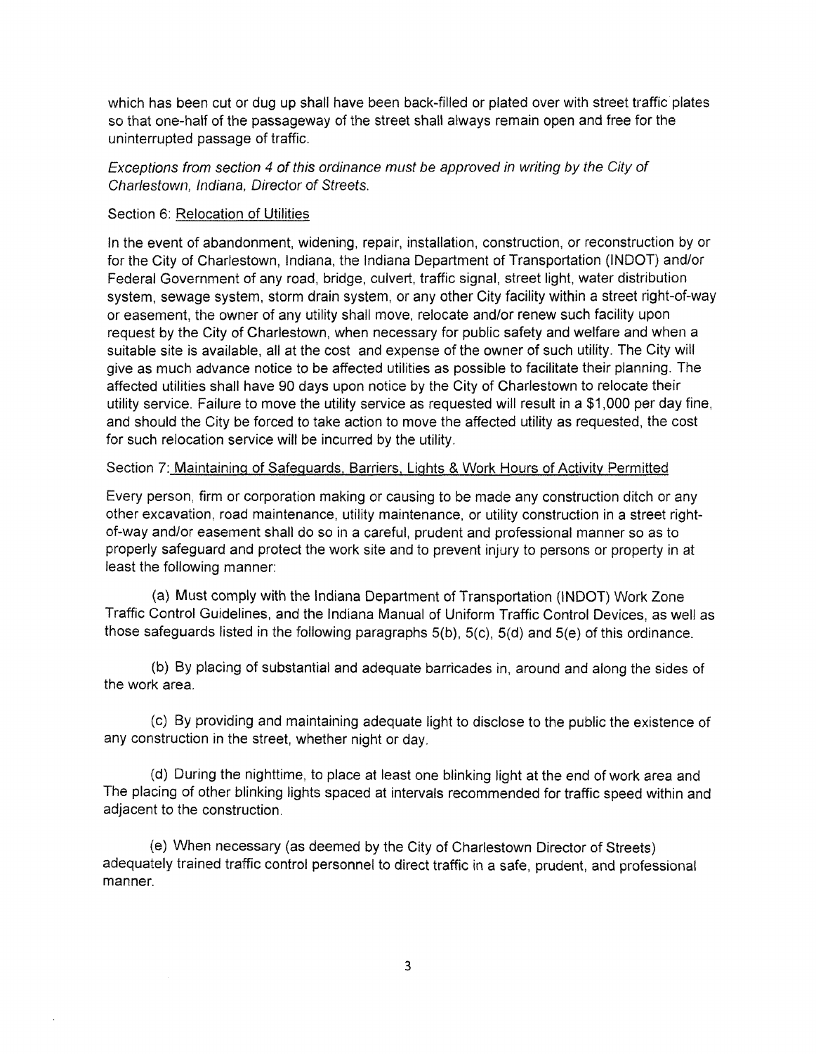which has been cut or dug up shall have been back-filled or plated over with street traffic plates so that one-half of the passageway of the street shall always remain open and free for the uninterrupted passage of traffic.

*Exceptions from section 4 of this ordinance must be approved in writing by the City of Charlestown, Indiana, Director of Streets.*

Section 6: <u>Relocation of Utilities</u>

In the event of abandonment, widening, repair, installation, construction, or reconstruction by or for the City of Charlestown, Indiana, the Indiana Department of Transportation (INDOT) and/or Federal Government of any road, bridge, culvert, traffic signal, street light, water distribution system, sewage system, storm drain system, or any other City facility within a street right-of-way or easement, the owner of any utility shall move, relocate and/or renew such facility upon request by the City of Charlestown, when necessary for public safety and welfare and when a suitable site is available, all at the cost and expense of the owner of such utility. The City will give as much advance notice to be affected utilities as possible to facilitate their planning. The affected utilities shall have 90 days upon notice by the City of Charlestown to relocate their utility service. Failure to move the utility service as requested will result in a $1,000 per day fine, and should the City be forced to take action to move the affected utility as requested, the cost for such relocation service will be incurred by the utility.

Section 7: <u>Maintaining of Safeguards, Barriers, Lights & Work Hours of Activity Permitted</u>

Every person, firm or corporation making or causing to be made any construction ditch or any other excavation, road maintenance, utility maintenance, or utility construction in a street right-of-way and/or easement shall do so in a careful, prudent and professional manner so as to properly safeguard and protect the work site and to prevent injury to persons or property in at least the following manner:

(a) Must comply with the Indiana Department of Transportation (INDOT) Work Zone Traffic Control Guidelines, and the Indiana Manual of Uniform Traffic Control Devices, as well as those safeguards listed in the following paragraphs 5(b), 5(c), 5(d) and 5(e) of this ordinance.

(b) By placing of substantial and adequate barricades in, around and along the sides of the work area.

(c) By providing and maintaining adequate light to disclose to the public the existence of any construction in the street, whether night or day.

(d) During the nighttime, to place at least one blinking light at the end of work area and The placing of other blinking lights spaced at intervals recommended for traffic speed within and adjacent to the construction.

(e) When necessary (as deemed by the City of Charlestown Director of Streets) adequately trained traffic control personnel to direct traffic in a safe, prudent, and professional manner.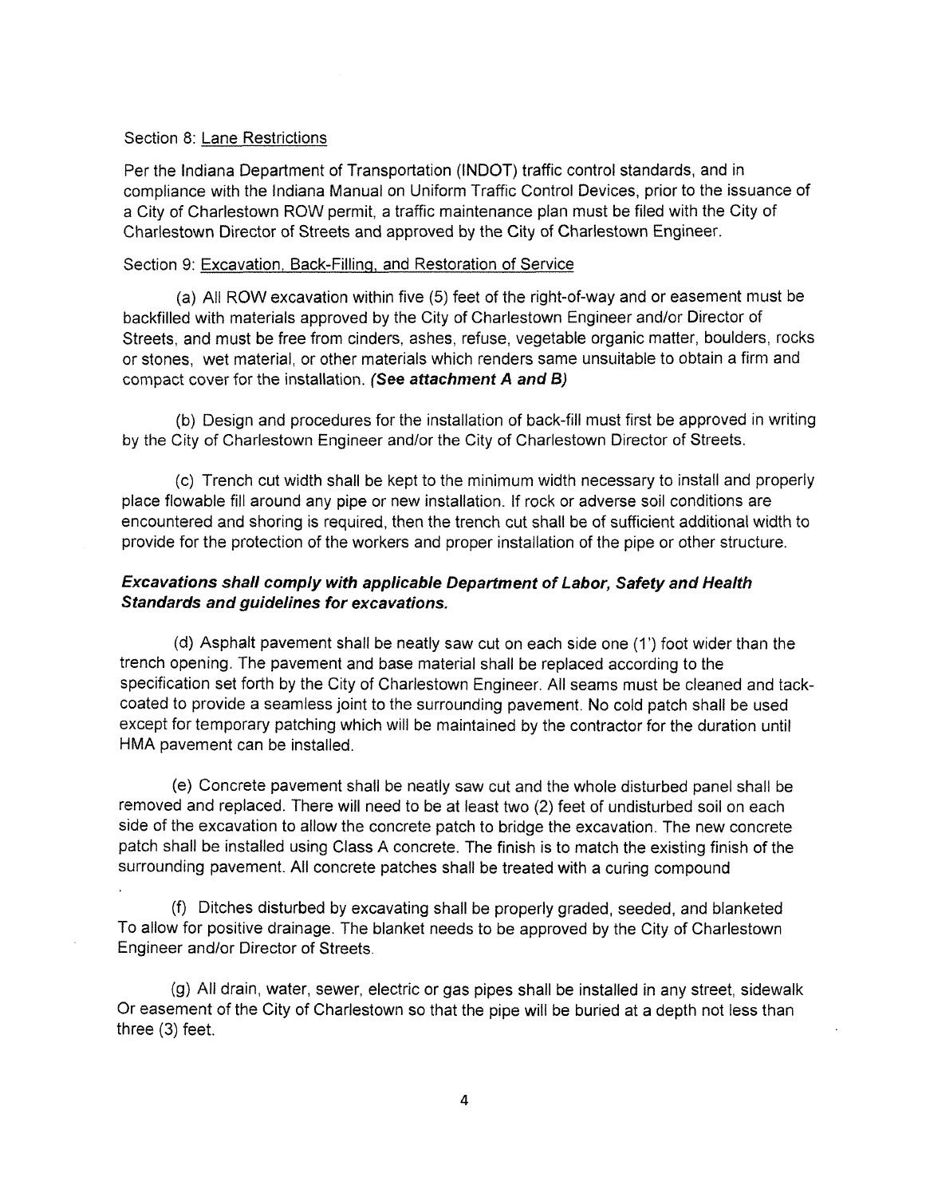Section 8: <u>Lane Restrictions</u>

Per the Indiana Department of Transportation (INDOT) traffic control standards, and in compliance with the Indiana Manual on Uniform Traffic Control Devices, prior to the issuance of a City of Charlestown ROW permit, a traffic maintenance plan must be filed with the City of Charlestown Director of Streets and approved by the City of Charlestown Engineer.

Section 9: <u>Excavation, Back-Filling, and Restoration of Service</u>

(a) All ROW excavation within five (5) feet of the right-of-way and or easement must be backfilled with materials approved by the City of Charlestown Engineer and/or Director of Streets, and must be free from cinders, ashes, refuse, vegetable organic matter, boulders, rocks or stones, wet material, or other materials which renders same unsuitable to obtain a firm and compact cover for the installation. ***(See attachment A and B)***

(b) Design and procedures for the installation of back-fill must first be approved in writing by the City of Charlestown Engineer and/or the City of Charlestown Director of Streets.

(c) Trench cut width shall be kept to the minimum width necessary to install and properly place flowable fill around any pipe or new installation. If rock or adverse soil conditions are encountered and shoring is required, then the trench cut shall be of sufficient additional width to provide for the protection of the workers and proper installation of the pipe or other structure.

***Excavations shall comply with applicable Department of Labor, Safety and Health Standards and guidelines for excavations.***

(d) Asphalt pavement shall be neatly saw cut on each side one (1') foot wider than the trench opening. The pavement and base material shall be replaced according to the specification set forth by the City of Charlestown Engineer. All seams must be cleaned and tack-coated to provide a seamless joint to the surrounding pavement. No cold patch shall be used except for temporary patching which will be maintained by the contractor for the duration until HMA pavement can be installed.

(e) Concrete pavement shall be neatly saw cut and the whole disturbed panel shall be removed and replaced. There will need to be at least two (2) feet of undisturbed soil on each side of the excavation to allow the concrete patch to bridge the excavation. The new concrete patch shall be installed using Class A concrete. The finish is to match the existing finish of the surrounding pavement. All concrete patches shall be treated with a curing compound

(f) Ditches disturbed by excavating shall be properly graded, seeded, and blanketed To allow for positive drainage. The blanket needs to be approved by the City of Charlestown Engineer and/or Director of Streets.

(g) All drain, water, sewer, electric or gas pipes shall be installed in any street, sidewalk Or easement of the City of Charlestown so that the pipe will be buried at a depth not less than three (3) feet.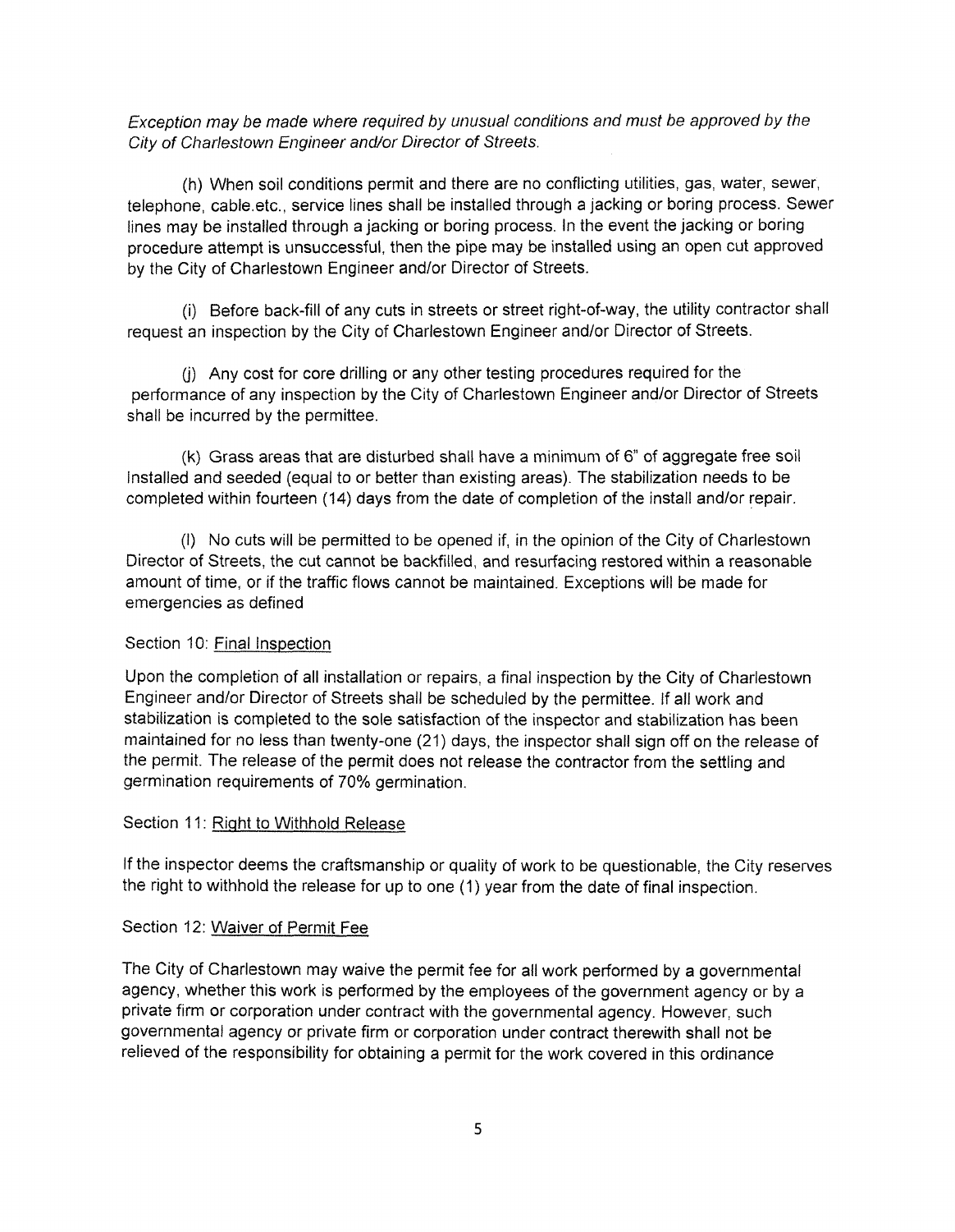*Exception may be made where required by unusual conditions and must be approved by the City of Charlestown Engineer and/or Director of Streets.*

(h) When soil conditions permit and there are no conflicting utilities, gas, water, sewer, telephone, cable.etc., service lines shall be installed through a jacking or boring process. Sewer lines may be installed through a jacking or boring process. In the event the jacking or boring procedure attempt is unsuccessful, then the pipe may be installed using an open cut approved by the City of Charlestown Engineer and/or Director of Streets.

(i) Before back-fill of any cuts in streets or street right-of-way, the utility contractor shall request an inspection by the City of Charlestown Engineer and/or Director of Streets.

(j) Any cost for core drilling or any other testing procedures required for the performance of any inspection by the City of Charlestown Engineer and/or Director of Streets shall be incurred by the permittee.

(k) Grass areas that are disturbed shall have a minimum of 6" of aggregate free soil Installed and seeded (equal to or better than existing areas). The stabilization needs to be completed within fourteen (14) days from the date of completion of the install and/or repair.

(l) No cuts will be permitted to be opened if, in the opinion of the City of Charlestown Director of Streets, the cut cannot be backfilled, and resurfacing restored within a reasonable amount of time, or if the traffic flows cannot be maintained. Exceptions will be made for emergencies as defined

Section 10: Final Inspection

Upon the completion of all installation or repairs, a final inspection by the City of Charlestown Engineer and/or Director of Streets shall be scheduled by the permittee. If all work and stabilization is completed to the sole satisfaction of the inspector and stabilization has been maintained for no less than twenty-one (21) days, the inspector shall sign off on the release of the permit. The release of the permit does not release the contractor from the settling and germination requirements of 70% germination.

Section 11: Right to Withhold Release

If the inspector deems the craftsmanship or quality of work to be questionable, the City reserves the right to withhold the release for up to one (1) year from the date of final inspection.

Section 12: Waiver of Permit Fee

The City of Charlestown may waive the permit fee for all work performed by a governmental agency, whether this work is performed by the employees of the government agency or by a private firm or corporation under contract with the governmental agency. However, such governmental agency or private firm or corporation under contract therewith shall not be relieved of the responsibility for obtaining a permit for the work covered in this ordinance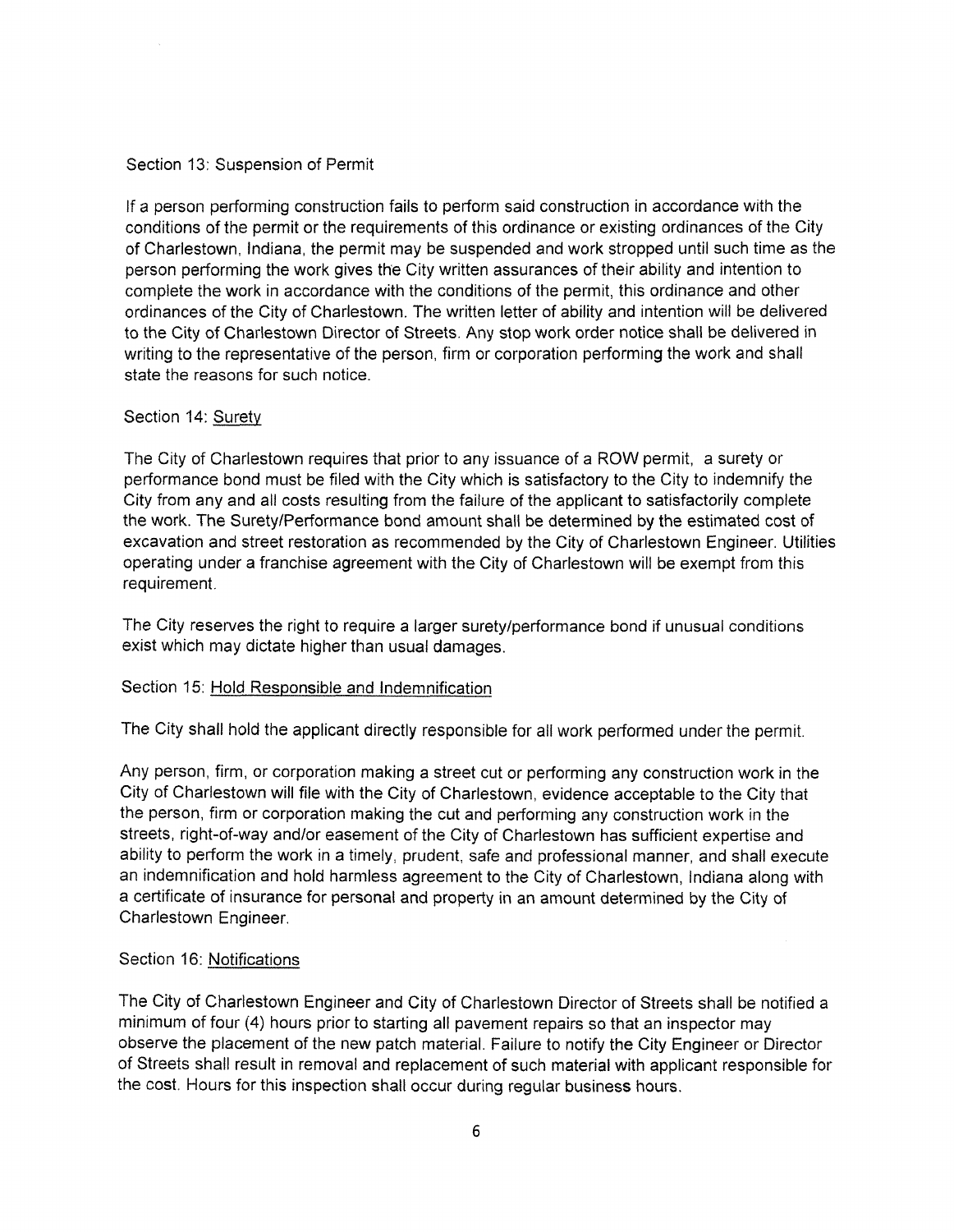Section 13: Suspension of Permit

If a person performing construction fails to perform said construction in accordance with the conditions of the permit or the requirements of this ordinance or existing ordinances of the City of Charlestown, Indiana, the permit may be suspended and work stropped until such time as the person performing the work gives the City written assurances of their ability and intention to complete the work in accordance with the conditions of the permit, this ordinance and other ordinances of the City of Charlestown. The written letter of ability and intention will be delivered to the City of Charlestown Director of Streets. Any stop work order notice shall be delivered in writing to the representative of the person, firm or corporation performing the work and shall state the reasons for such notice.

Section 14: Surety

The City of Charlestown requires that prior to any issuance of a ROW permit, a surety or performance bond must be filed with the City which is satisfactory to the City to indemnify the City from any and all costs resulting from the failure of the applicant to satisfactorily complete the work. The Surety/Performance bond amount shall be determined by the estimated cost of excavation and street restoration as recommended by the City of Charlestown Engineer. Utilities operating under a franchise agreement with the City of Charlestown will be exempt from this requirement.

The City reserves the right to require a larger surety/performance bond if unusual conditions exist which may dictate higher than usual damages.

Section 15: Hold Responsible and Indemnification

The City shall hold the applicant directly responsible for all work performed under the permit.

Any person, firm, or corporation making a street cut or performing any construction work in the City of Charlestown will file with the City of Charlestown, evidence acceptable to the City that the person, firm or corporation making the cut and performing any construction work in the streets, right-of-way and/or easement of the City of Charlestown has sufficient expertise and ability to perform the work in a timely, prudent, safe and professional manner, and shall execute an indemnification and hold harmless agreement to the City of Charlestown, Indiana along with a certificate of insurance for personal and property in an amount determined by the City of Charlestown Engineer.

Section 16: Notifications

The City of Charlestown Engineer and City of Charlestown Director of Streets shall be notified a minimum of four (4) hours prior to starting all pavement repairs so that an inspector may observe the placement of the new patch material. Failure to notify the City Engineer or Director of Streets shall result in removal and replacement of such material with applicant responsible for the cost. Hours for this inspection shall occur during regular business hours.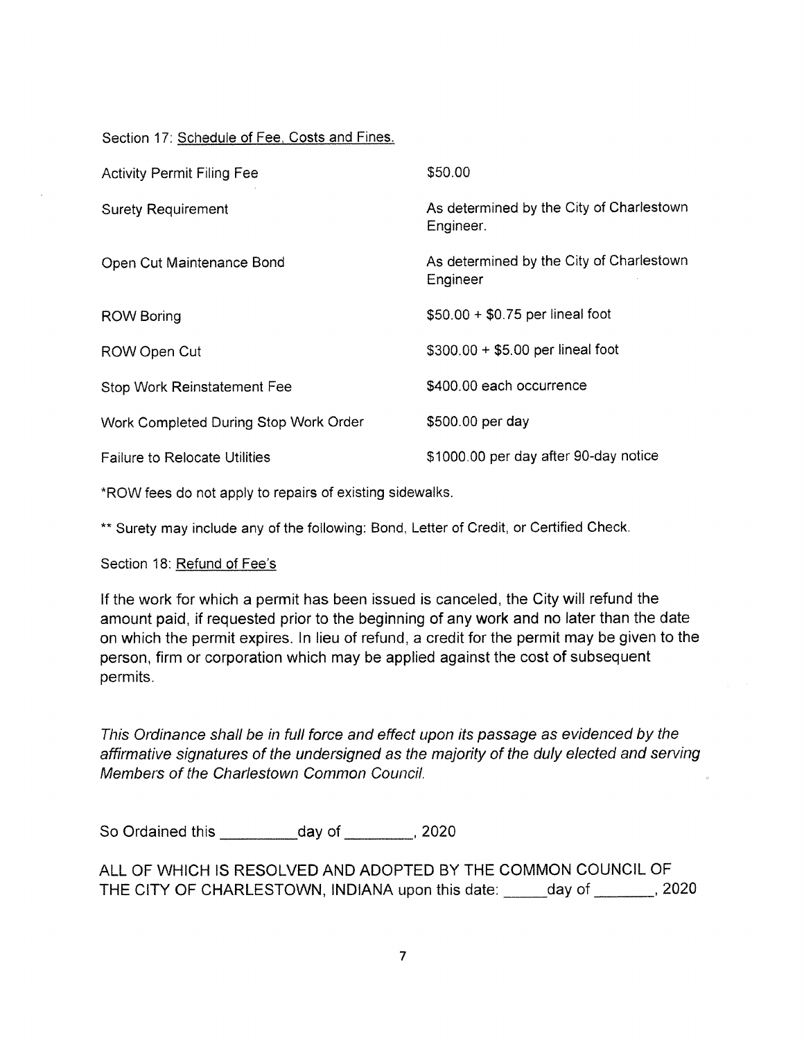Section 17: <u>Schedule of Fee, Costs and Fines.</u>

| | |
|---|---|
| Activity Permit Filing Fee | $50.00 |
| Surety Requirement | As determined by the City of Charlestown Engineer. |
| Open Cut Maintenance Bond | As determined by the City of Charlestown Engineer |
| ROW Boring | $50.00 + $0.75 per lineal foot |
| ROW Open Cut | $300.00 + $5.00 per lineal foot |
| Stop Work Reinstatement Fee | $400.00 each occurrence |
| Work Completed During Stop Work Order | $500.00 per day |
| Failure to Relocate Utilities | $1000.00 per day after 90-day notice |

*ROW fees do not apply to repairs of existing sidewalks.

** Surety may include any of the following: Bond, Letter of Credit, or Certified Check.

Section 18: <u>Refund of Fee's</u>

If the work for which a permit has been issued is canceled, the City will refund the amount paid, if requested prior to the beginning of any work and no later than the date on which the permit expires. In lieu of refund, a credit for the permit may be given to the person, firm or corporation which may be applied against the cost of subsequent permits.

*This Ordinance shall be in full force and effect upon its passage as evidenced by the affirmative signatures of the undersigned as the majority of the duly elected and serving Members of the Charlestown Common Council.*

So Ordained this _________day of ________, 2020

ALL OF WHICH IS RESOLVED AND ADOPTED BY THE COMMON COUNCIL OF THE CITY OF CHARLESTOWN, INDIANA upon this date: _____day of _______, 2020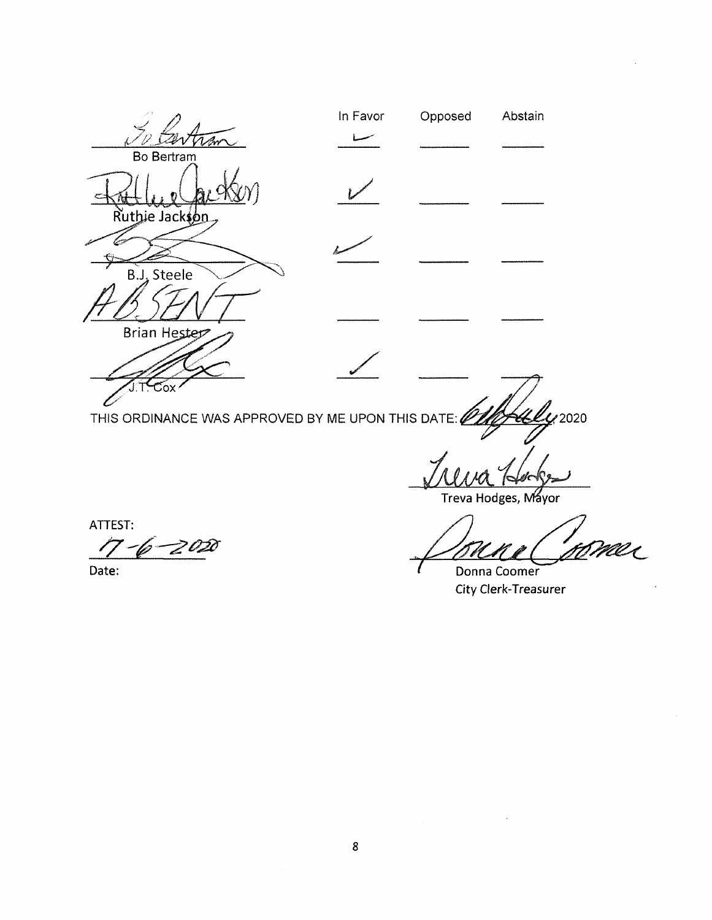| | In Favor | Opposed | Abstain |
|---|---|---|---|
| Bo Bertram | ✓ | | |
| Ruthie Jackson | ✓ | | |
| B.J. Steele | ✓ | | |
| ABSENT<br>Brian Hester | | | |
| J.T. Cox | ✓ | | |

THIS ORDINANCE WAS APPROVED BY ME UPON THIS DATE: 6th July 2020

Treva Hodges, Mayor

ATTEST:

7-6-2020

Date:

Donna Coomer
City Clerk-Treasurer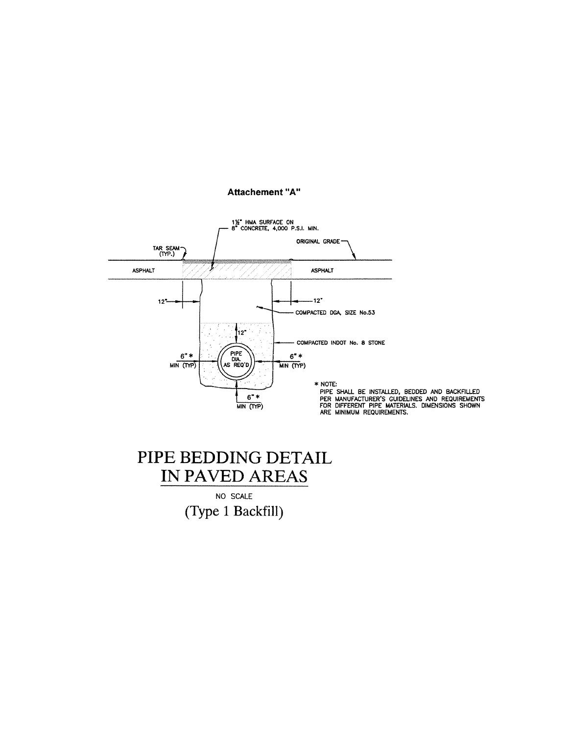**Attachement "A"**

1½" HMA SURFACE ON
8" CONCRETE, 4,000 P.S.I. MIN.

TAR SEAM (TYP.)

ORIGINAL GRADE

ASPHALT

ASPHALT

12"

12"

COMPACTED DGA, SIZE No.53

12"

COMPACTED INDOT No. 8 STONE

6" * MIN (TYP)

PIPE DIA. AS REQ'D

6" * MIN (TYP)

6" * MIN (TYP)

\* NOTE:
PIPE SHALL BE INSTALLED, BEDDED AND BACKFILLED PER MANUFACTURER'S GUIDELINES AND REQUIREMENTS FOR DIFFERENT PIPE MATERIALS. DIMENSIONS SHOWN ARE MINIMUM REQUIREMENTS.

# PIPE BEDDING DETAIL IN PAVED AREAS

NO SCALE

(Type 1 Backfill)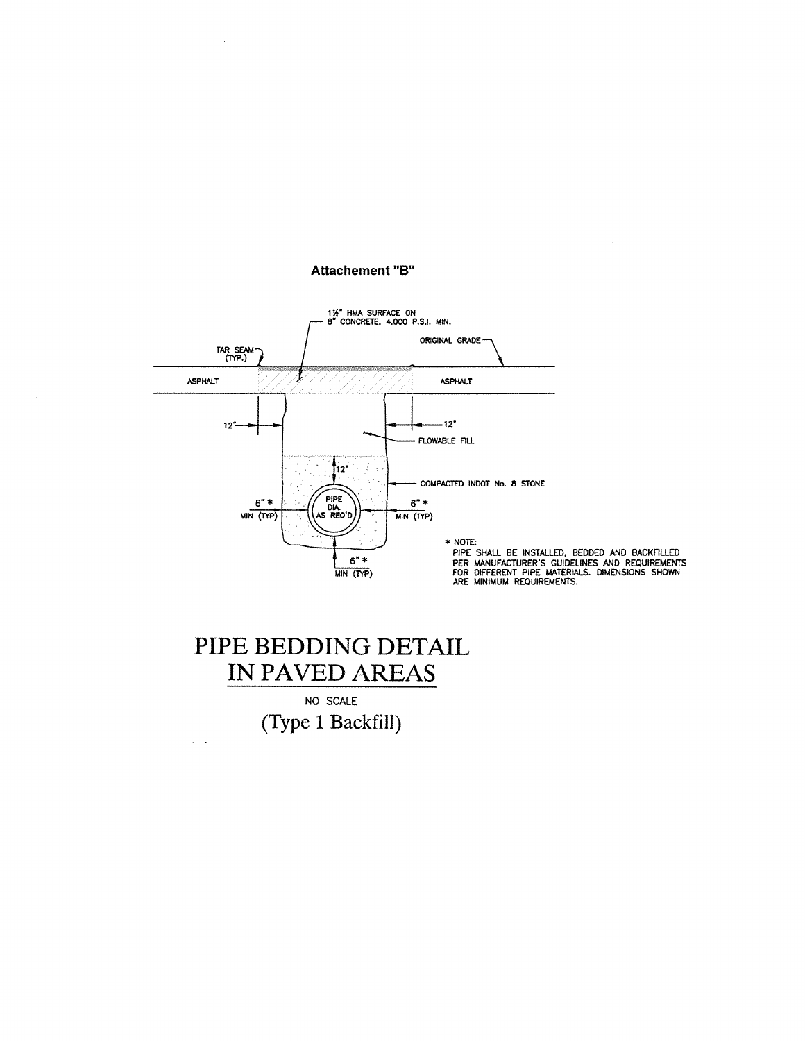**Attachement "B"**

1½" HMA SURFACE ON
8" CONCRETE, 4,000 P.S.I. MIN.

TAR SEAM
(TYP.)

ORIGINAL GRADE

ASPHALT

ASPHALT

12"

12"

FLOWABLE FILL

12"

COMPACTED INDOT No. 8 STONE

6" *
MIN (TYP)

PIPE
DIA.
AS REQ'D

6" *
MIN (TYP)

6" *
MIN (TYP)

* NOTE:
PIPE SHALL BE INSTALLED, BEDDED AND BACKFILLED PER MANUFACTURER'S GUIDELINES AND REQUIREMENTS FOR DIFFERENT PIPE MATERIALS. DIMENSIONS SHOWN ARE MINIMUM REQUIREMENTS.

# PIPE BEDDING DETAIL
# IN PAVED AREAS

NO SCALE

(Type 1 Backfill)